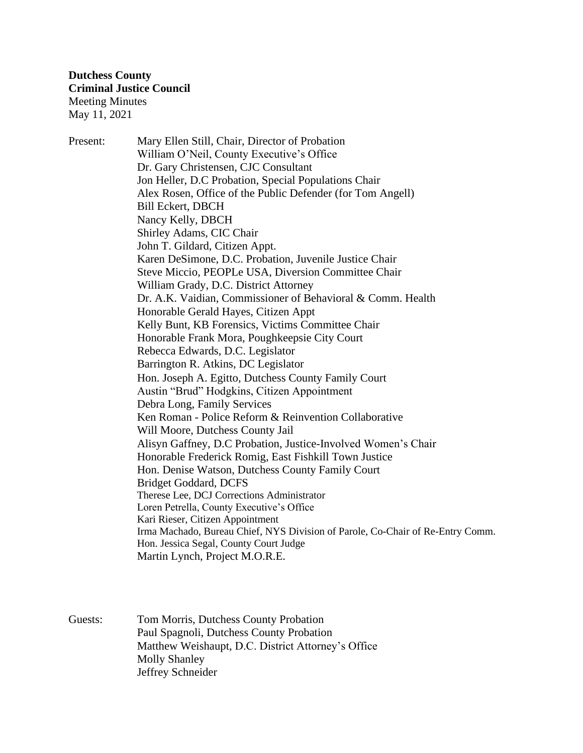**Dutchess County**
**Criminal Justice Council**
Meeting Minutes
May 11, 2021

Present:

Mary Ellen Still, Chair, Director of Probation
William O'Neil, County Executive's Office
Dr. Gary Christensen, CJC Consultant
Jon Heller, D.C Probation, Special Populations Chair
Alex Rosen, Office of the Public Defender (for Tom Angell)
Bill Eckert, DBCH
Nancy Kelly, DBCH
Shirley Adams, CIC Chair
John T. Gildard, Citizen Appt.
Karen DeSimone, D.C. Probation, Juvenile Justice Chair
Steve Miccio, PEOPLe USA, Diversion Committee Chair
William Grady, D.C. District Attorney
Dr. A.K. Vaidian, Commissioner of Behavioral & Comm. Health
Honorable Gerald Hayes, Citizen Appt
Kelly Bunt, KB Forensics, Victims Committee Chair
Honorable Frank Mora, Poughkeepsie City Court
Rebecca Edwards, D.C. Legislator
Barrington R. Atkins, DC Legislator
Hon. Joseph A. Egitto, Dutchess County Family Court
Austin "Brud" Hodgkins, Citizen Appointment
Debra Long, Family Services
Ken Roman - Police Reform & Reinvention Collaborative
Will Moore, Dutchess County Jail
Alisyn Gaffney, D.C Probation, Justice-Involved Women's Chair
Honorable Frederick Romig, East Fishkill Town Justice
Hon. Denise Watson, Dutchess County Family Court
Bridget Goddard, DCFS
Therese Lee, DCJ Corrections Administrator
Loren Petrella, County Executive's Office
Kari Rieser, Citizen Appointment
Irma Machado, Bureau Chief, NYS Division of Parole, Co-Chair of Re-Entry Comm.
Hon. Jessica Segal, County Court Judge
Martin Lynch, Project M.O.R.E.

Guests:

Tom Morris, Dutchess County Probation
Paul Spagnoli, Dutchess County Probation
Matthew Weishaupt, D.C. District Attorney's Office
Molly Shanley
Jeffrey Schneider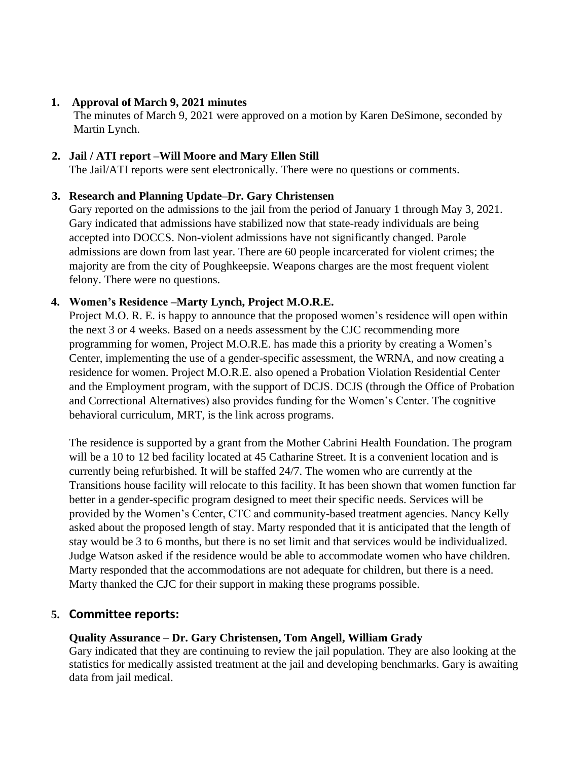1. **Approval of March 9, 2021 minutes**
   The minutes of March 9, 2021 were approved on a motion by Karen DeSimone, seconded by Martin Lynch.

2. **Jail / ATI report –Will Moore and Mary Ellen Still**
   The Jail/ATI reports were sent electronically. There were no questions or comments.

3. **Research and Planning Update–Dr. Gary Christensen**
   Gary reported on the admissions to the jail from the period of January 1 through May 3, 2021. Gary indicated that admissions have stabilized now that state-ready individuals are being accepted into DOCCS. Non-violent admissions have not significantly changed. Parole admissions are down from last year. There are 60 people incarcerated for violent crimes; the majority are from the city of Poughkeepsie. Weapons charges are the most frequent violent felony. There were no questions.

4. **Women's Residence –Marty Lynch, Project M.O.R.E.**
   Project M.O. R. E. is happy to announce that the proposed women's residence will open within the next 3 or 4 weeks. Based on a needs assessment by the CJC recommending more programming for women, Project M.O.R.E. has made this a priority by creating a Women's Center, implementing the use of a gender-specific assessment, the WRNA, and now creating a residence for women. Project M.O.R.E. also opened a Probation Violation Residential Center and the Employment program, with the support of DCJS. DCJS (through the Office of Probation and Correctional Alternatives) also provides funding for the Women's Center. The cognitive behavioral curriculum, MRT, is the link across programs.

   The residence is supported by a grant from the Mother Cabrini Health Foundation. The program will be a 10 to 12 bed facility located at 45 Catharine Street. It is a convenient location and is currently being refurbished. It will be staffed 24/7. The women who are currently at the Transitions house facility will relocate to this facility. It has been shown that women function far better in a gender-specific program designed to meet their specific needs. Services will be provided by the Women's Center, CTC and community-based treatment agencies. Nancy Kelly asked about the proposed length of stay. Marty responded that it is anticipated that the length of stay would be 3 to 6 months, but there is no set limit and that services would be individualized. Judge Watson asked if the residence would be able to accommodate women who have children. Marty responded that the accommodations are not adequate for children, but there is a need. Marty thanked the CJC for their support in making these programs possible.

5. **Committee reports:**

   **Quality Assurance** – **Dr. Gary Christensen, Tom Angell, William Grady**
   Gary indicated that they are continuing to review the jail population. They are also looking at the statistics for medically assisted treatment at the jail and developing benchmarks. Gary is awaiting data from jail medical.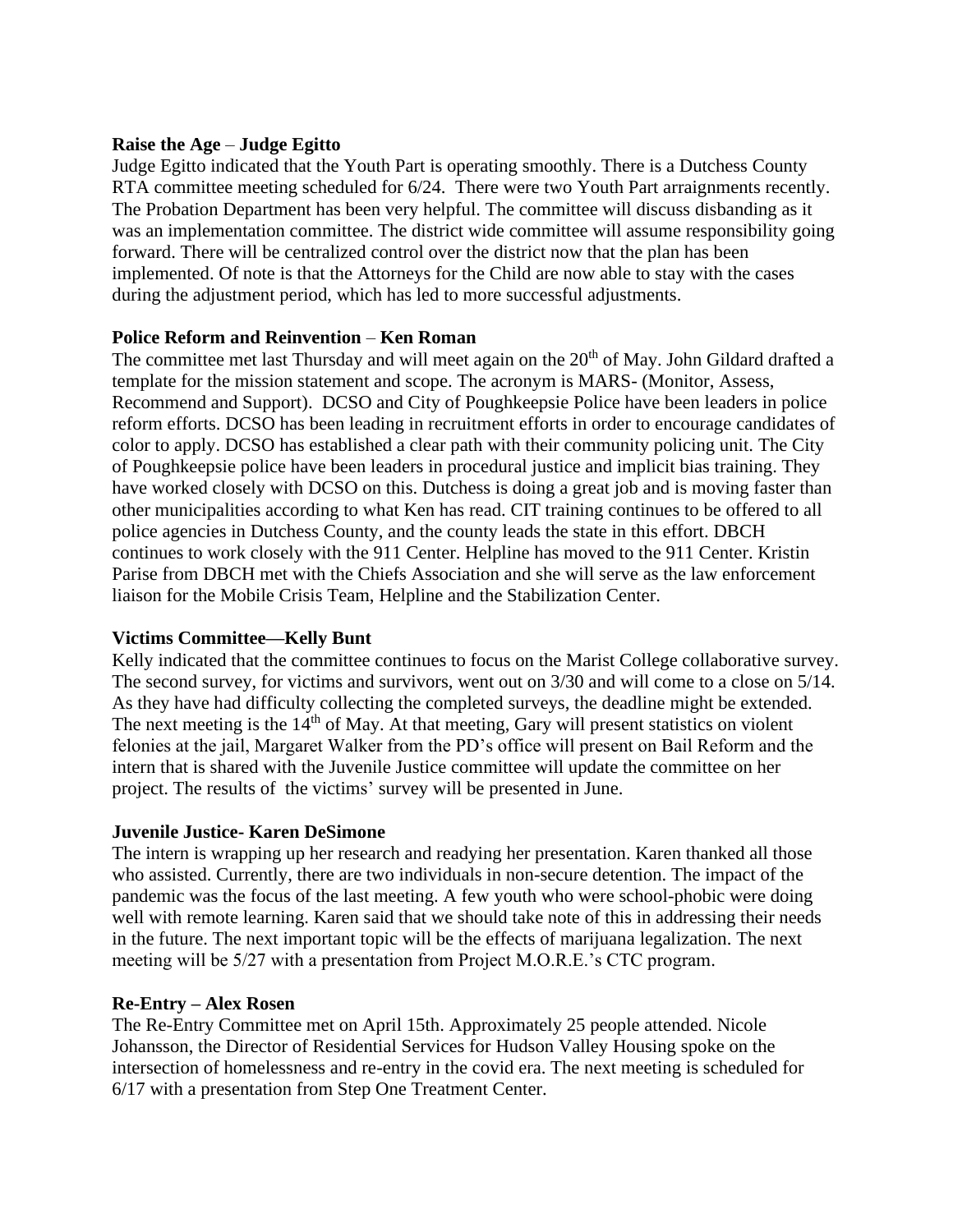**Raise the Age** – **Judge Egitto**

Judge Egitto indicated that the Youth Part is operating smoothly. There is a Dutchess County RTA committee meeting scheduled for 6/24. There were two Youth Part arraignments recently. The Probation Department has been very helpful. The committee will discuss disbanding as it was an implementation committee. The district wide committee will assume responsibility going forward. There will be centralized control over the district now that the plan has been implemented. Of note is that the Attorneys for the Child are now able to stay with the cases during the adjustment period, which has led to more successful adjustments.

**Police Reform and Reinvention** – **Ken Roman**

The committee met last Thursday and will meet again on the 20th of May. John Gildard drafted a template for the mission statement and scope. The acronym is MARS- (Monitor, Assess, Recommend and Support). DCSO and City of Poughkeepsie Police have been leaders in police reform efforts. DCSO has been leading in recruitment efforts in order to encourage candidates of color to apply. DCSO has established a clear path with their community policing unit. The City of Poughkeepsie police have been leaders in procedural justice and implicit bias training. They have worked closely with DCSO on this. Dutchess is doing a great job and is moving faster than other municipalities according to what Ken has read. CIT training continues to be offered to all police agencies in Dutchess County, and the county leads the state in this effort. DBCH continues to work closely with the 911 Center. Helpline has moved to the 911 Center. Kristin Parise from DBCH met with the Chiefs Association and she will serve as the law enforcement liaison for the Mobile Crisis Team, Helpline and the Stabilization Center.

**Victims Committee—Kelly Bunt**

Kelly indicated that the committee continues to focus on the Marist College collaborative survey. The second survey, for victims and survivors, went out on 3/30 and will come to a close on 5/14. As they have had difficulty collecting the completed surveys, the deadline might be extended. The next meeting is the 14th of May. At that meeting, Gary will present statistics on violent felonies at the jail, Margaret Walker from the PD's office will present on Bail Reform and the intern that is shared with the Juvenile Justice committee will update the committee on her project. The results of the victims' survey will be presented in June.

**Juvenile Justice- Karen DeSimone**

The intern is wrapping up her research and readying her presentation. Karen thanked all those who assisted. Currently, there are two individuals in non-secure detention. The impact of the pandemic was the focus of the last meeting. A few youth who were school-phobic were doing well with remote learning. Karen said that we should take note of this in addressing their needs in the future. The next important topic will be the effects of marijuana legalization. The next meeting will be 5/27 with a presentation from Project M.O.R.E.'s CTC program.

**Re-Entry – Alex Rosen**

The Re-Entry Committee met on April 15th. Approximately 25 people attended. Nicole Johansson, the Director of Residential Services for Hudson Valley Housing spoke on the intersection of homelessness and re-entry in the covid era. The next meeting is scheduled for 6/17 with a presentation from Step One Treatment Center.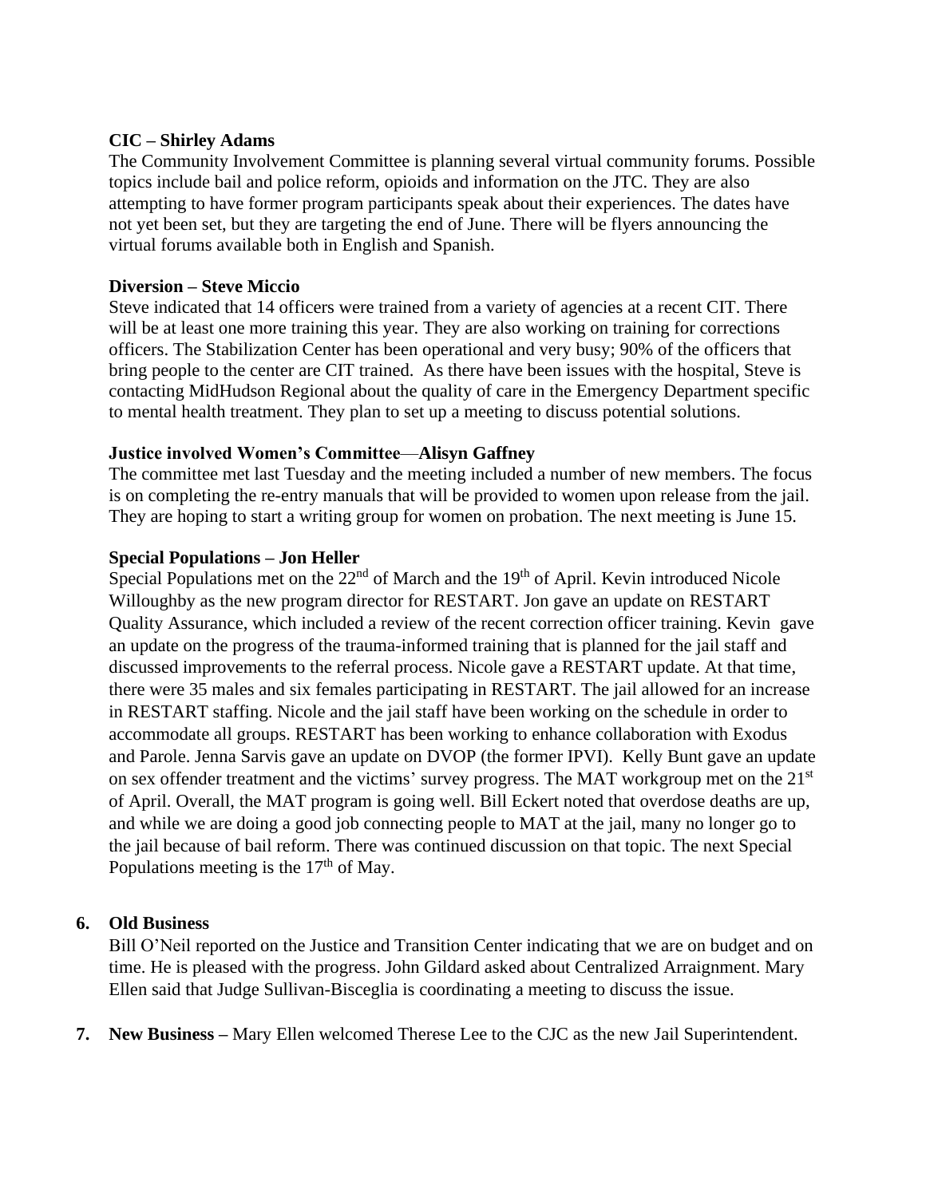**CIC – Shirley Adams**

The Community Involvement Committee is planning several virtual community forums. Possible topics include bail and police reform, opioids and information on the JTC. They are also attempting to have former program participants speak about their experiences. The dates have not yet been set, but they are targeting the end of June. There will be flyers announcing the virtual forums available both in English and Spanish.

**Diversion – Steve Miccio**

Steve indicated that 14 officers were trained from a variety of agencies at a recent CIT. There will be at least one more training this year. They are also working on training for corrections officers. The Stabilization Center has been operational and very busy; 90% of the officers that bring people to the center are CIT trained. As there have been issues with the hospital, Steve is contacting MidHudson Regional about the quality of care in the Emergency Department specific to mental health treatment. They plan to set up a meeting to discuss potential solutions.

**Justice involved Women's Committee—Alisyn Gaffney**

The committee met last Tuesday and the meeting included a number of new members. The focus is on completing the re-entry manuals that will be provided to women upon release from the jail. They are hoping to start a writing group for women on probation. The next meeting is June 15.

**Special Populations – Jon Heller**

Special Populations met on the 22nd of March and the 19th of April. Kevin introduced Nicole Willoughby as the new program director for RESTART. Jon gave an update on RESTART Quality Assurance, which included a review of the recent correction officer training. Kevin gave an update on the progress of the trauma-informed training that is planned for the jail staff and discussed improvements to the referral process. Nicole gave a RESTART update. At that time, there were 35 males and six females participating in RESTART. The jail allowed for an increase in RESTART staffing. Nicole and the jail staff have been working on the schedule in order to accommodate all groups. RESTART has been working to enhance collaboration with Exodus and Parole. Jenna Sarvis gave an update on DVOP (the former IPVI). Kelly Bunt gave an update on sex offender treatment and the victims' survey progress. The MAT workgroup met on the 21st of April. Overall, the MAT program is going well. Bill Eckert noted that overdose deaths are up, and while we are doing a good job connecting people to MAT at the jail, many no longer go to the jail because of bail reform. There was continued discussion on that topic. The next Special Populations meeting is the 17th of May.

6. **Old Business**

   Bill O'Neil reported on the Justice and Transition Center indicating that we are on budget and on time. He is pleased with the progress. John Gildard asked about Centralized Arraignment. Mary Ellen said that Judge Sullivan-Bisceglia is coordinating a meeting to discuss the issue.

7. **New Business –** Mary Ellen welcomed Therese Lee to the CJC as the new Jail Superintendent.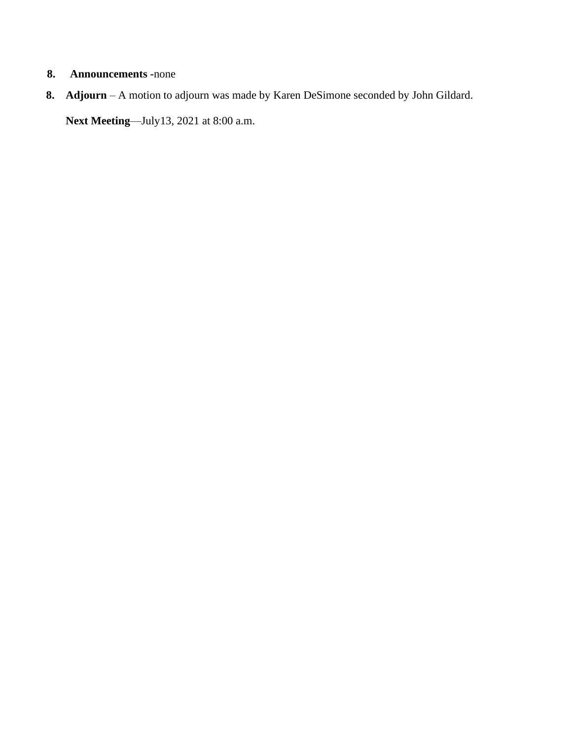**8. Announcements** -none

**8. Adjourn** – A motion to adjourn was made by Karen DeSimone seconded by John Gildard.

**Next Meeting**—July13, 2021 at 8:00 a.m.